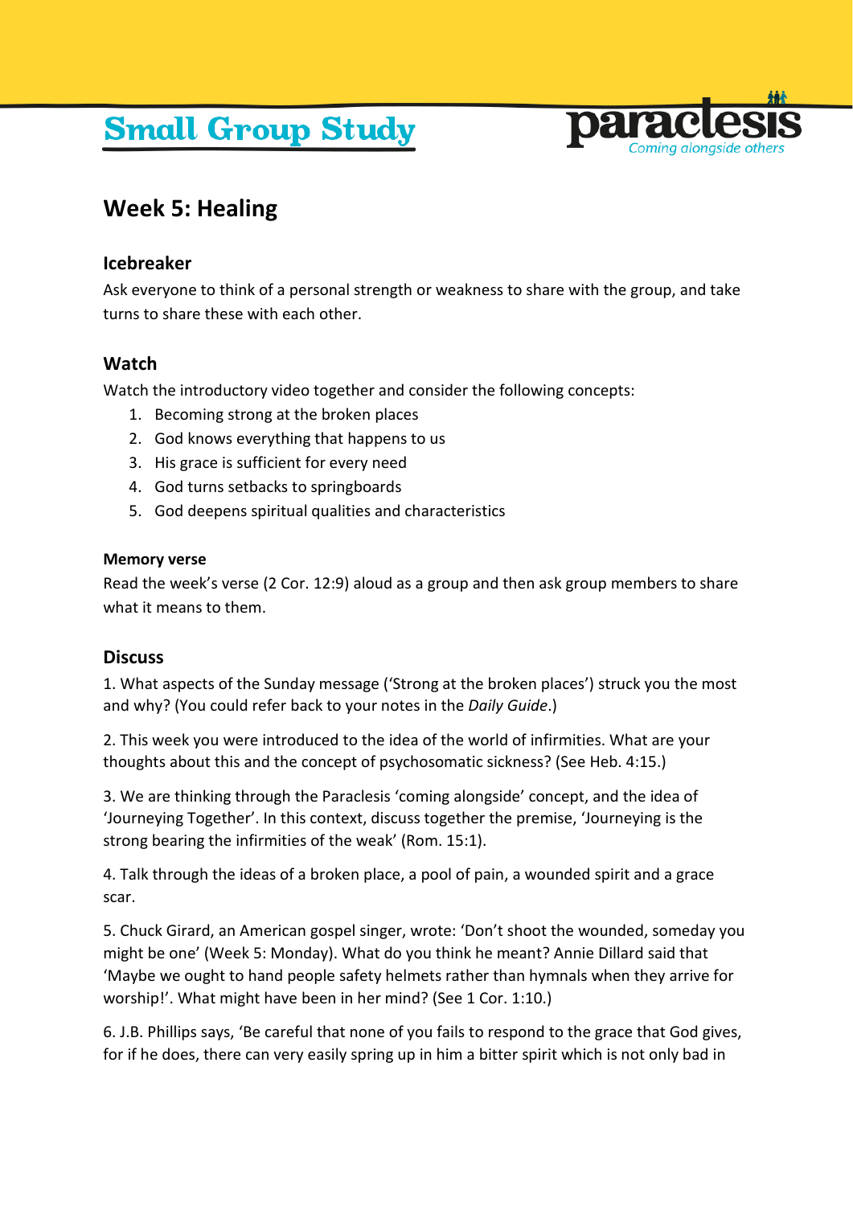# Small Group Study

paraclesis
Coming alongside others

## Week 5: Healing

### Icebreaker

Ask everyone to think of a personal strength or weakness to share with the group, and take turns to share these with each other.

### Watch

Watch the introductory video together and consider the following concepts:

1. Becoming strong at the broken places
2. God knows everything that happens to us
3. His grace is sufficient for every need
4. God turns setbacks to springboards
5. God deepens spiritual qualities and characteristics

#### Memory verse

Read the week's verse (2 Cor. 12:9) aloud as a group and then ask group members to share what it means to them.

### Discuss

1. What aspects of the Sunday message ('Strong at the broken places') struck you the most and why? (You could refer back to your notes in the *Daily Guide*.)

2. This week you were introduced to the idea of the world of infirmities. What are your thoughts about this and the concept of psychosomatic sickness? (See Heb. 4:15.)

3. We are thinking through the Paraclesis 'coming alongside' concept, and the idea of 'Journeying Together'. In this context, discuss together the premise, 'Journeying is the strong bearing the infirmities of the weak' (Rom. 15:1).

4. Talk through the ideas of a broken place, a pool of pain, a wounded spirit and a grace scar.

5. Chuck Girard, an American gospel singer, wrote: 'Don't shoot the wounded, someday you might be one' (Week 5: Monday). What do you think he meant? Annie Dillard said that 'Maybe we ought to hand people safety helmets rather than hymnals when they arrive for worship!'. What might have been in her mind? (See 1 Cor. 1:10.)

6. J.B. Phillips says, 'Be careful that none of you fails to respond to the grace that God gives, for if he does, there can very easily spring up in him a bitter spirit which is not only bad in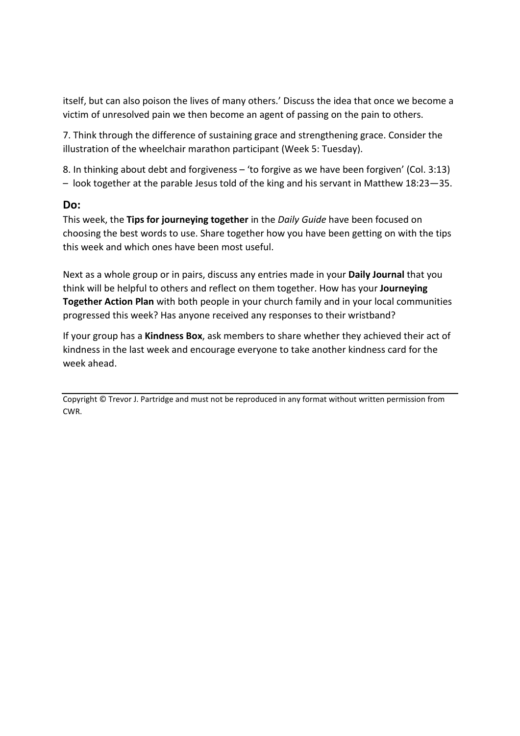itself, but can also poison the lives of many others.' Discuss the idea that once we become a victim of unresolved pain we then become an agent of passing on the pain to others.

7. Think through the difference of sustaining grace and strengthening grace. Consider the illustration of the wheelchair marathon participant (Week 5: Tuesday).

8. In thinking about debt and forgiveness – 'to forgive as we have been forgiven' (Col. 3:13) – look together at the parable Jesus told of the king and his servant in Matthew 18:23—35.

## Do:

This week, the **Tips for journeying together** in the *Daily Guide* have been focused on choosing the best words to use. Share together how you have been getting on with the tips this week and which ones have been most useful.

Next as a whole group or in pairs, discuss any entries made in your **Daily Journal** that you think will be helpful to others and reflect on them together. How has your **Journeying Together Action Plan** with both people in your church family and in your local communities progressed this week? Has anyone received any responses to their wristband?

If your group has a **Kindness Box**, ask members to share whether they achieved their act of kindness in the last week and encourage everyone to take another kindness card for the week ahead.

---

Copyright © Trevor J. Partridge and must not be reproduced in any format without written permission from CWR.